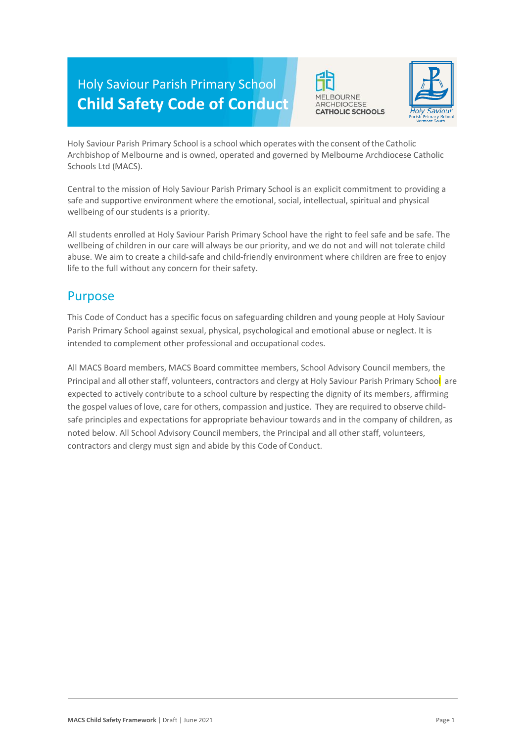# Holy Saviour Parish Primary School
# Child Safety Code of Conduct

Holy Saviour Parish Primary School is a school which operates with the consent of the Catholic Archbishop of Melbourne and is owned, operated and governed by Melbourne Archdiocese Catholic Schools Ltd (MACS).

Central to the mission of Holy Saviour Parish Primary School is an explicit commitment to providing a safe and supportive environment where the emotional, social, intellectual, spiritual and physical wellbeing of our students is a priority.

All students enrolled at Holy Saviour Parish Primary School have the right to feel safe and be safe. The wellbeing of children in our care will always be our priority, and we do not and will not tolerate child abuse. We aim to create a child-safe and child-friendly environment where children are free to enjoy life to the full without any concern for their safety.

## Purpose

This Code of Conduct has a specific focus on safeguarding children and young people at Holy Saviour Parish Primary School against sexual, physical, psychological and emotional abuse or neglect. It is intended to complement other professional and occupational codes.

All MACS Board members, MACS Board committee members, School Advisory Council members, the Principal and all other staff, volunteers, contractors and clergy at Holy Saviour Parish Primary School are expected to actively contribute to a school culture by respecting the dignity of its members, affirming the gospel values of love, care for others, compassion and justice. They are required to observe child-safe principles and expectations for appropriate behaviour towards and in the company of children, as noted below. All School Advisory Council members, the Principal and all other staff, volunteers, contractors and clergy must sign and abide by this Code of Conduct.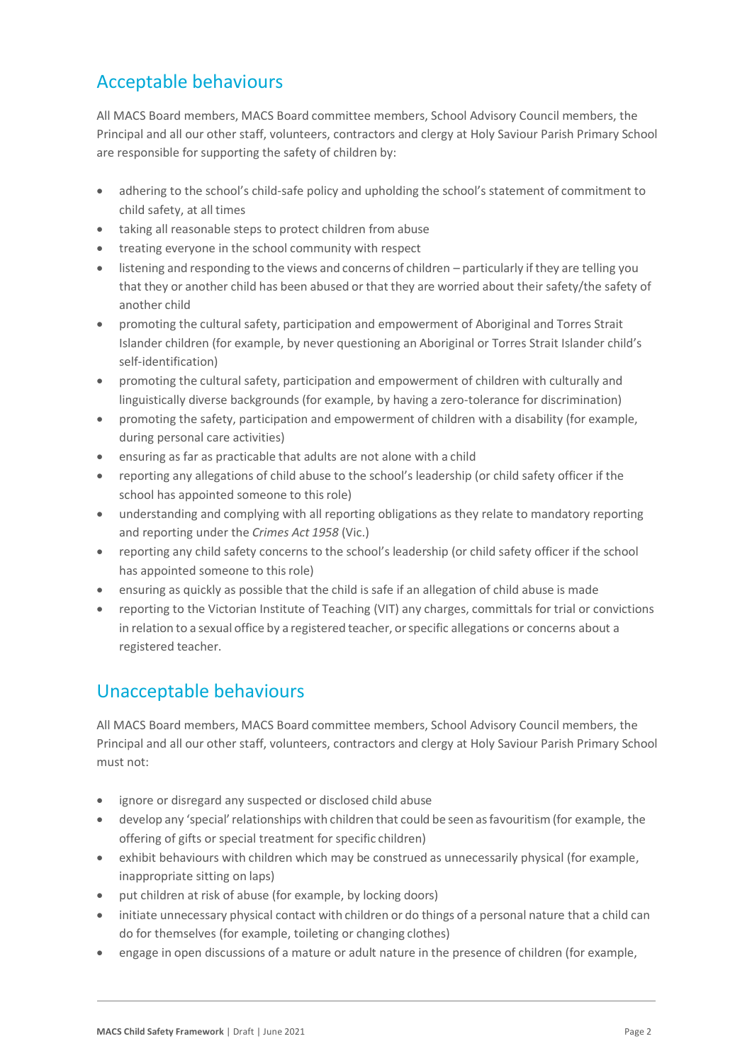## Acceptable behaviours

All MACS Board members, MACS Board committee members, School Advisory Council members, the Principal and all our other staff, volunteers, contractors and clergy at Holy Saviour Parish Primary School are responsible for supporting the safety of children by:

- adhering to the school's child-safe policy and upholding the school's statement of commitment to child safety, at all times
- taking all reasonable steps to protect children from abuse
- treating everyone in the school community with respect
- listening and responding to the views and concerns of children – particularly if they are telling you that they or another child has been abused or that they are worried about their safety/the safety of another child
- promoting the cultural safety, participation and empowerment of Aboriginal and Torres Strait Islander children (for example, by never questioning an Aboriginal or Torres Strait Islander child's self-identification)
- promoting the cultural safety, participation and empowerment of children with culturally and linguistically diverse backgrounds (for example, by having a zero-tolerance for discrimination)
- promoting the safety, participation and empowerment of children with a disability (for example, during personal care activities)
- ensuring as far as practicable that adults are not alone with a child
- reporting any allegations of child abuse to the school's leadership (or child safety officer if the school has appointed someone to this role)
- understanding and complying with all reporting obligations as they relate to mandatory reporting and reporting under the *Crimes Act 1958* (Vic.)
- reporting any child safety concerns to the school's leadership (or child safety officer if the school has appointed someone to this role)
- ensuring as quickly as possible that the child is safe if an allegation of child abuse is made
- reporting to the Victorian Institute of Teaching (VIT) any charges, committals for trial or convictions in relation to a sexual office by a registered teacher, or specific allegations or concerns about a registered teacher.

## Unacceptable behaviours

All MACS Board members, MACS Board committee members, School Advisory Council members, the Principal and all our other staff, volunteers, contractors and clergy at Holy Saviour Parish Primary School must not:

- ignore or disregard any suspected or disclosed child abuse
- develop any 'special' relationships with children that could be seen as favouritism (for example, the offering of gifts or special treatment for specific children)
- exhibit behaviours with children which may be construed as unnecessarily physical (for example, inappropriate sitting on laps)
- put children at risk of abuse (for example, by locking doors)
- initiate unnecessary physical contact with children or do things of a personal nature that a child can do for themselves (for example, toileting or changing clothes)
- engage in open discussions of a mature or adult nature in the presence of children (for example,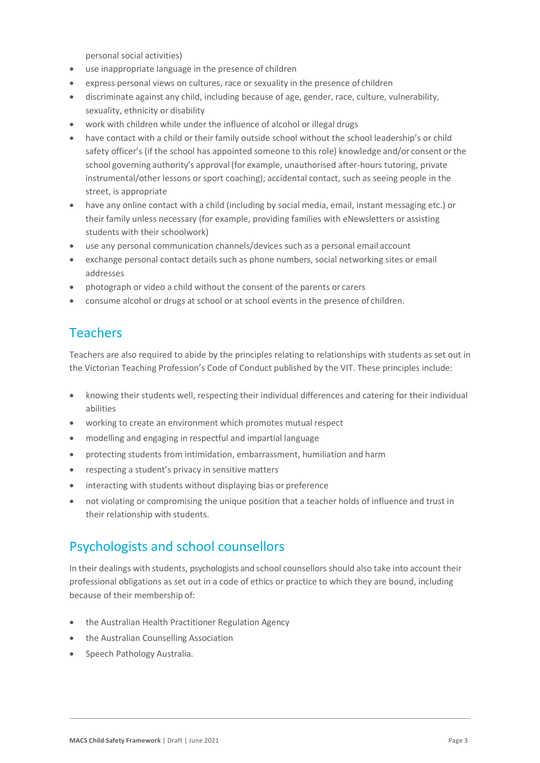personal social activities)

- use inappropriate language in the presence of children
- express personal views on cultures, race or sexuality in the presence of children
- discriminate against any child, including because of age, gender, race, culture, vulnerability, sexuality, ethnicity or disability
- work with children while under the influence of alcohol or illegal drugs
- have contact with a child or their family outside school without the school leadership's or child safety officer's (if the school has appointed someone to this role) knowledge and/or consent or the school governing authority's approval (for example, unauthorised after-hours tutoring, private instrumental/other lessons or sport coaching); accidental contact, such as seeing people in the street, is appropriate
- have any online contact with a child (including by social media, email, instant messaging etc.) or their family unless necessary (for example, providing families with eNewsletters or assisting students with their schoolwork)
- use any personal communication channels/devices such as a personal email account
- exchange personal contact details such as phone numbers, social networking sites or email addresses
- photograph or video a child without the consent of the parents or carers
- consume alcohol or drugs at school or at school events in the presence of children.

## Teachers

Teachers are also required to abide by the principles relating to relationships with students as set out in the Victorian Teaching Profession's Code of Conduct published by the VIT. These principles include:

- knowing their students well, respecting their individual differences and catering for their individual abilities
- working to create an environment which promotes mutual respect
- modelling and engaging in respectful and impartial language
- protecting students from intimidation, embarrassment, humiliation and harm
- respecting a student's privacy in sensitive matters
- interacting with students without displaying bias or preference
- not violating or compromising the unique position that a teacher holds of influence and trust in their relationship with students.

## Psychologists and school counsellors

In their dealings with students, psychologists and school counsellors should also take into account their professional obligations as set out in a code of ethics or practice to which they are bound, including because of their membership of:

- the Australian Health Practitioner Regulation Agency
- the Australian Counselling Association
- Speech Pathology Australia.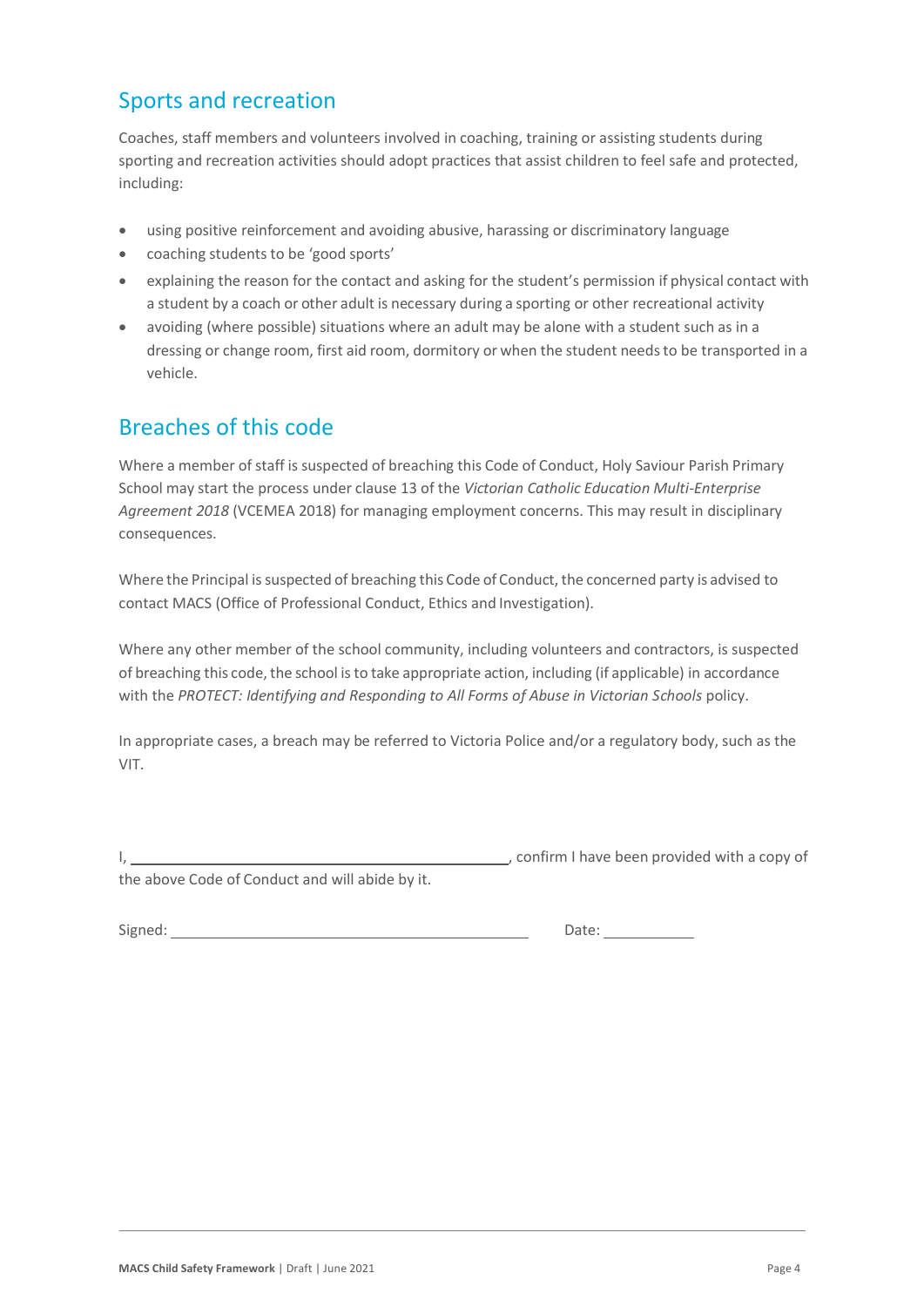## Sports and recreation

Coaches, staff members and volunteers involved in coaching, training or assisting students during sporting and recreation activities should adopt practices that assist children to feel safe and protected, including:

- using positive reinforcement and avoiding abusive, harassing or discriminatory language
- coaching students to be 'good sports'
- explaining the reason for the contact and asking for the student's permission if physical contact with a student by a coach or other adult is necessary during a sporting or other recreational activity
- avoiding (where possible) situations where an adult may be alone with a student such as in a dressing or change room, first aid room, dormitory or when the student needs to be transported in a vehicle.

## Breaches of this code

Where a member of staff is suspected of breaching this Code of Conduct, Holy Saviour Parish Primary School may start the process under clause 13 of the *Victorian Catholic Education Multi-Enterprise Agreement 2018* (VCEMEA 2018) for managing employment concerns. This may result in disciplinary consequences.

Where the Principal is suspected of breaching this Code of Conduct, the concerned party is advised to contact MACS (Office of Professional Conduct, Ethics and Investigation).

Where any other member of the school community, including volunteers and contractors, is suspected of breaching this code, the school is to take appropriate action, including (if applicable) in accordance with the *PROTECT: Identifying and Responding to All Forms of Abuse in Victorian Schools* policy.

In appropriate cases, a breach may be referred to Victoria Police and/or a regulatory body, such as the VIT.

I, ______________________________________________, confirm I have been provided with a copy of the above Code of Conduct and will abide by it.

Signed: ______________________________________________ Date: ___________